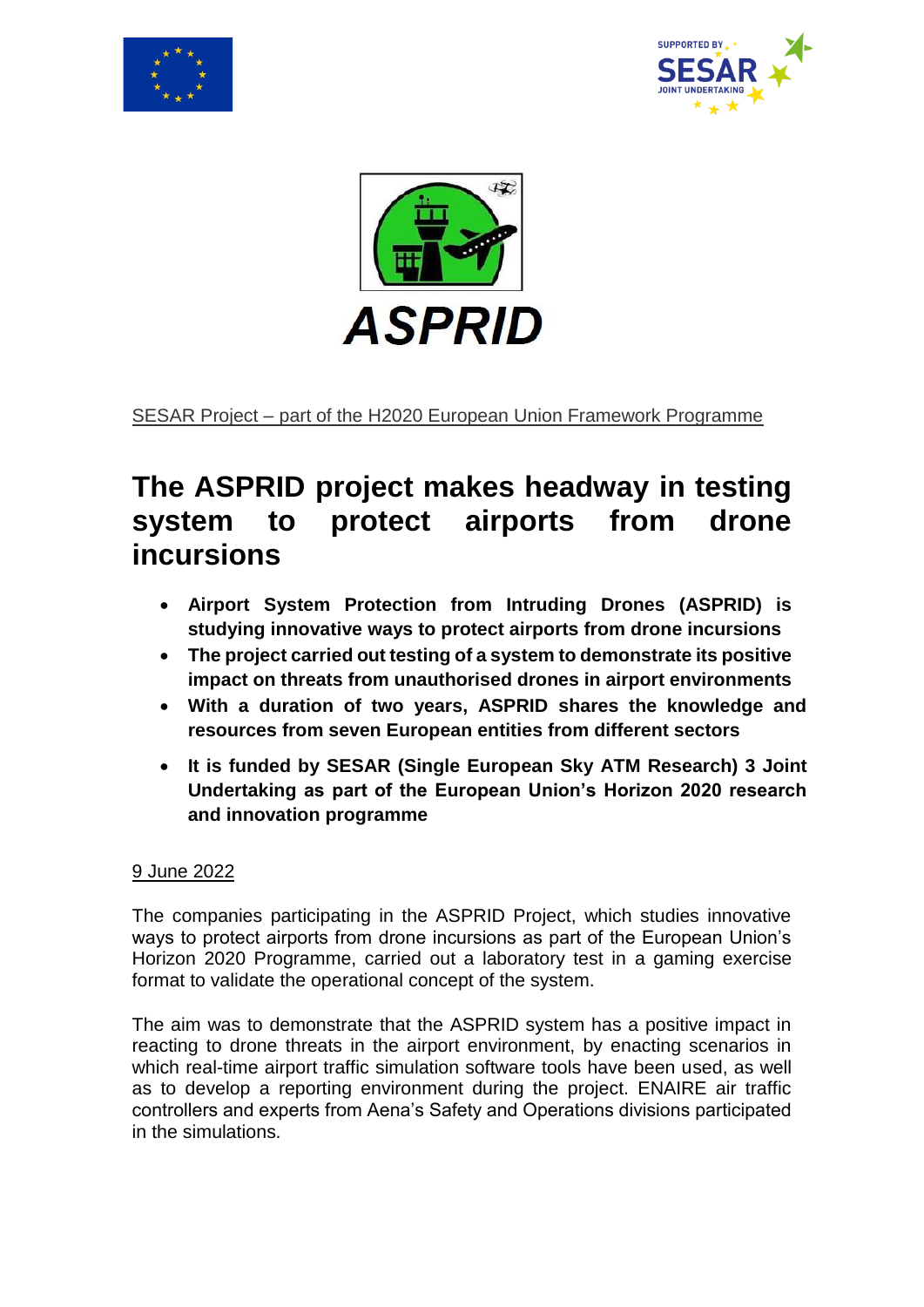ASPRID

SESAR Project – part of the H2020 European Union Framework Programme

# The ASPRID project makes headway in testing system to protect airports from drone incursions

- **Airport System Protection from Intruding Drones (ASPRID) is studying innovative ways to protect airports from drone incursions**
- **The project carried out testing of a system to demonstrate its positive impact on threats from unauthorised drones in airport environments**
- **With a duration of two years, ASPRID shares the knowledge and resources from seven European entities from different sectors**
- **It is funded by SESAR (Single European Sky ATM Research) 3 Joint Undertaking as part of the European Union's Horizon 2020 research and innovation programme**

9 June 2022

The companies participating in the ASPRID Project, which studies innovative ways to protect airports from drone incursions as part of the European Union's Horizon 2020 Programme, carried out a laboratory test in a gaming exercise format to validate the operational concept of the system.

The aim was to demonstrate that the ASPRID system has a positive impact in reacting to drone threats in the airport environment, by enacting scenarios in which real-time airport traffic simulation software tools have been used, as well as to develop a reporting environment during the project. ENAIRE air traffic controllers and experts from Aena's Safety and Operations divisions participated in the simulations.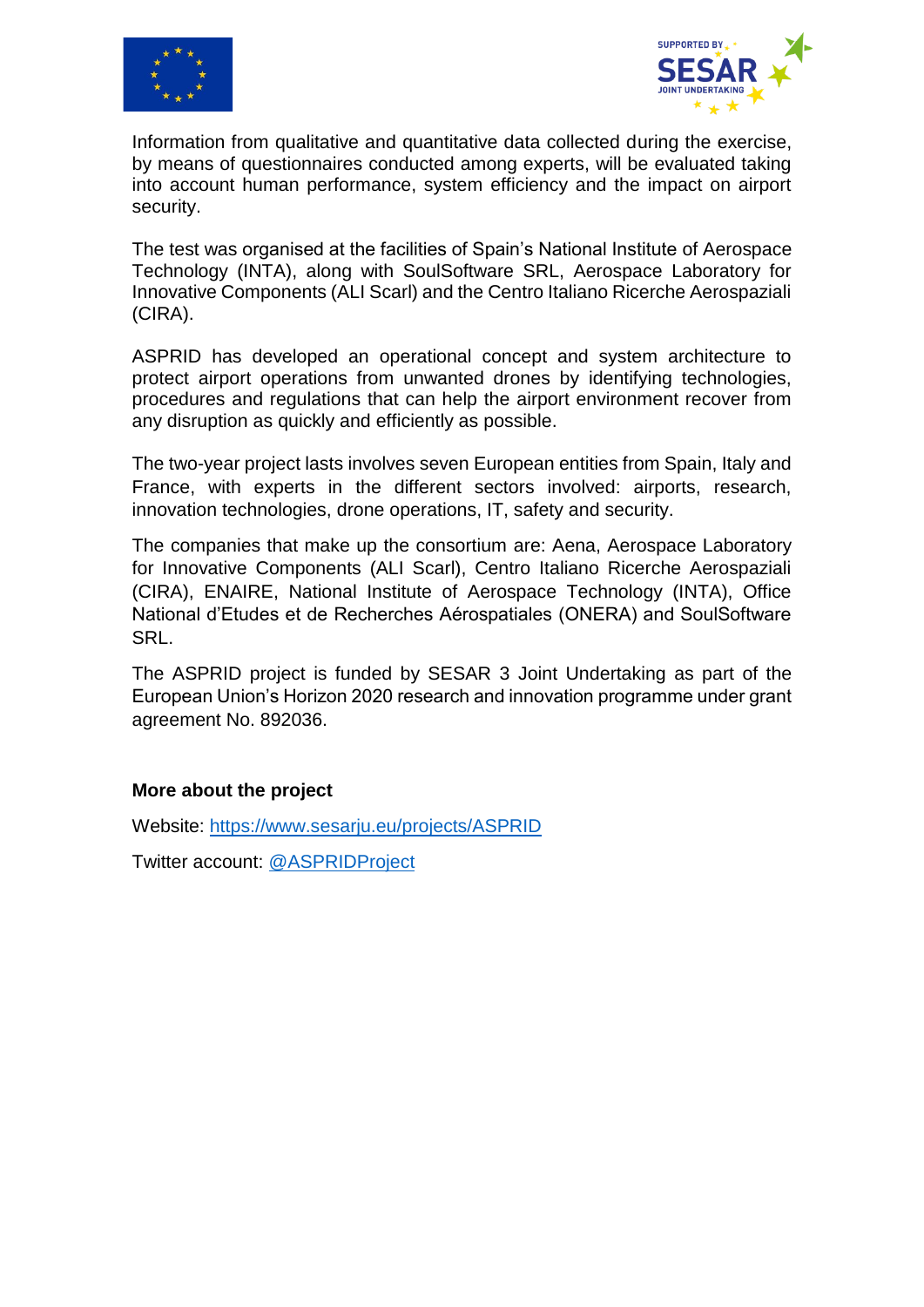Information from qualitative and quantitative data collected during the exercise, by means of questionnaires conducted among experts, will be evaluated taking into account human performance, system efficiency and the impact on airport security.

The test was organised at the facilities of Spain's National Institute of Aerospace Technology (INTA), along with SoulSoftware SRL, Aerospace Laboratory for Innovative Components (ALI Scarl) and the Centro Italiano Ricerche Aerospaziali (CIRA).

ASPRID has developed an operational concept and system architecture to protect airport operations from unwanted drones by identifying technologies, procedures and regulations that can help the airport environment recover from any disruption as quickly and efficiently as possible.

The two-year project lasts involves seven European entities from Spain, Italy and France, with experts in the different sectors involved: airports, research, innovation technologies, drone operations, IT, safety and security.

The companies that make up the consortium are: Aena, Aerospace Laboratory for Innovative Components (ALI Scarl), Centro Italiano Ricerche Aerospaziali (CIRA), ENAIRE, National Institute of Aerospace Technology (INTA), Office National d'Etudes et de Recherches Aérospatiales (ONERA) and SoulSoftware SRL.

The ASPRID project is funded by SESAR 3 Joint Undertaking as part of the European Union's Horizon 2020 research and innovation programme under grant agreement No. 892036.

**More about the project**

Website: [https://www.sesarju.eu/projects/ASPRID](https://www.sesarju.eu/projects/ASPRID)

Twitter account: [@ASPRIDProject](@ASPRIDProject)